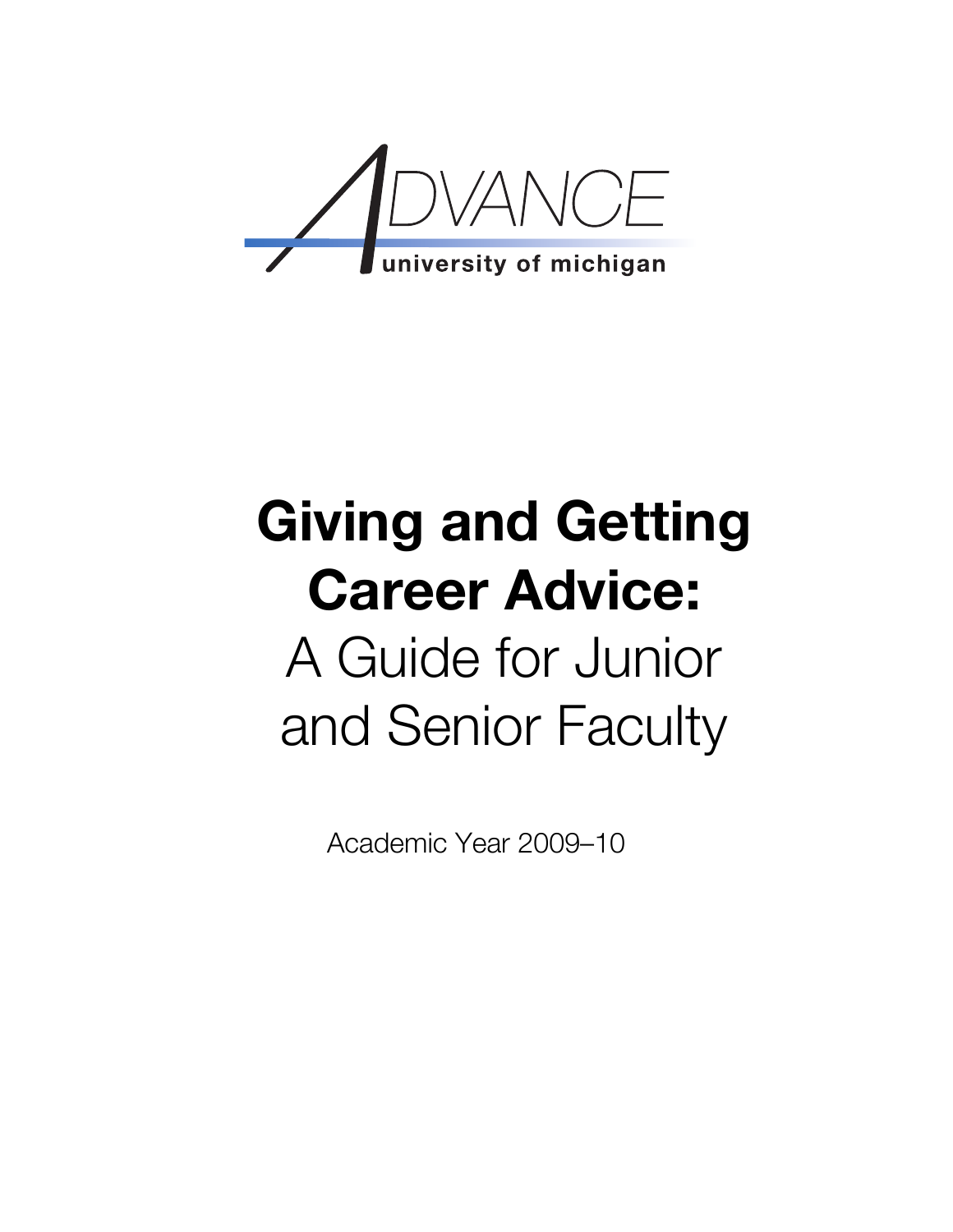ADVANCE

university of michigan

# Giving and Getting Career Advice:

A Guide for Junior and Senior Faculty

Academic Year 2009–10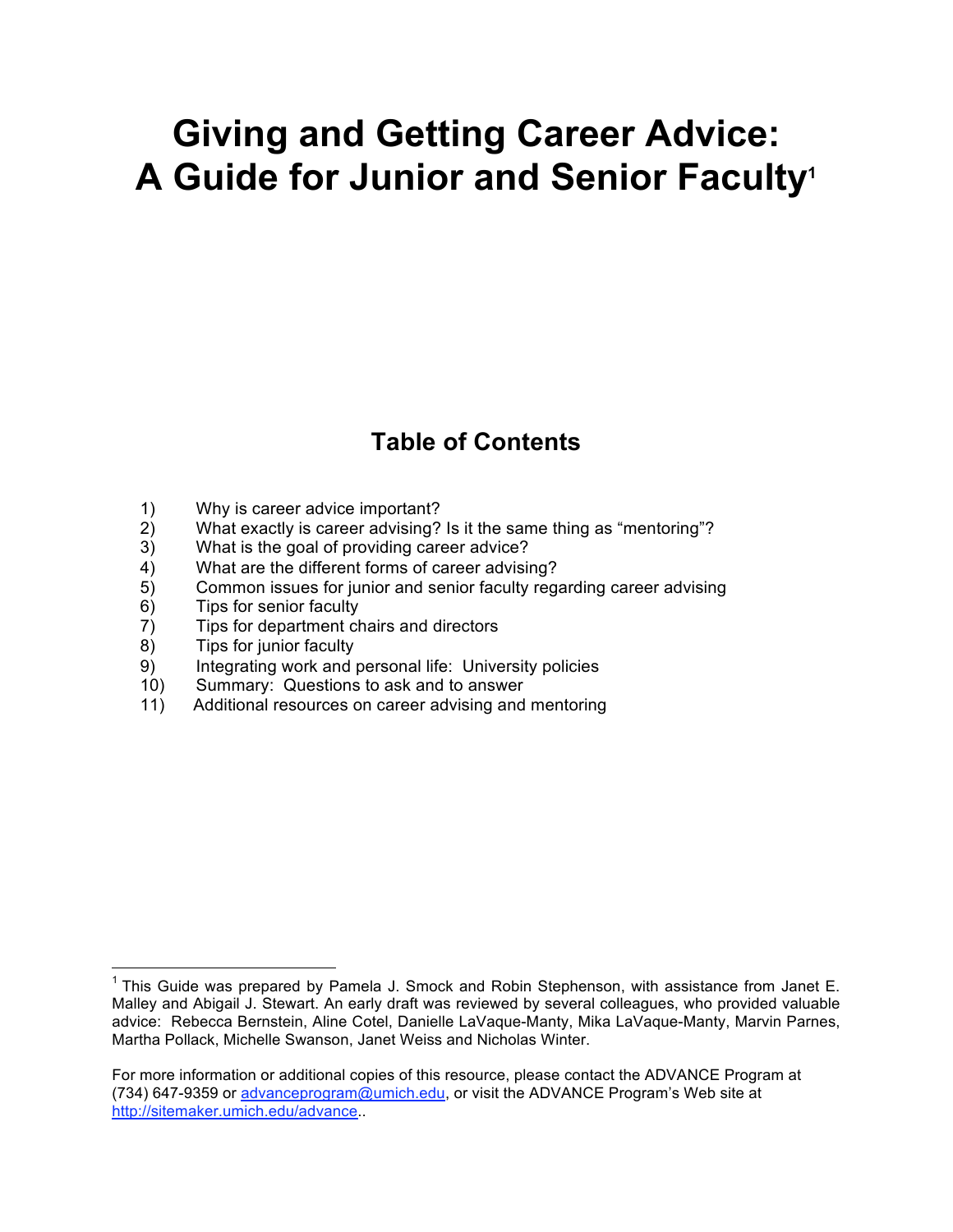# Giving and Getting Career Advice: A Guide for Junior and Senior Faculty[1]

## Table of Contents

1) Why is career advice important?
2) What exactly is career advising? Is it the same thing as "mentoring"?
3) What is the goal of providing career advice?
4) What are the different forms of career advising?
5) Common issues for junior and senior faculty regarding career advising
6) Tips for senior faculty
7) Tips for department chairs and directors
8) Tips for junior faculty
9) Integrating work and personal life: University policies
10) Summary: Questions to ask and to answer
11) Additional resources on career advising and mentoring

---

[1] This Guide was prepared by Pamela J. Smock and Robin Stephenson, with assistance from Janet E. Malley and Abigail J. Stewart. An early draft was reviewed by several colleagues, who provided valuable advice: Rebecca Bernstein, Aline Cotel, Danielle LaVaque-Manty, Mika LaVaque-Manty, Marvin Parnes, Martha Pollack, Michelle Swanson, Janet Weiss and Nicholas Winter.

For more information or additional copies of this resource, please contact the ADVANCE Program at (734) 647-9359 or advanceprogram@umich.edu, or visit the ADVANCE Program's Web site at http://sitemaker.umich.edu/advance..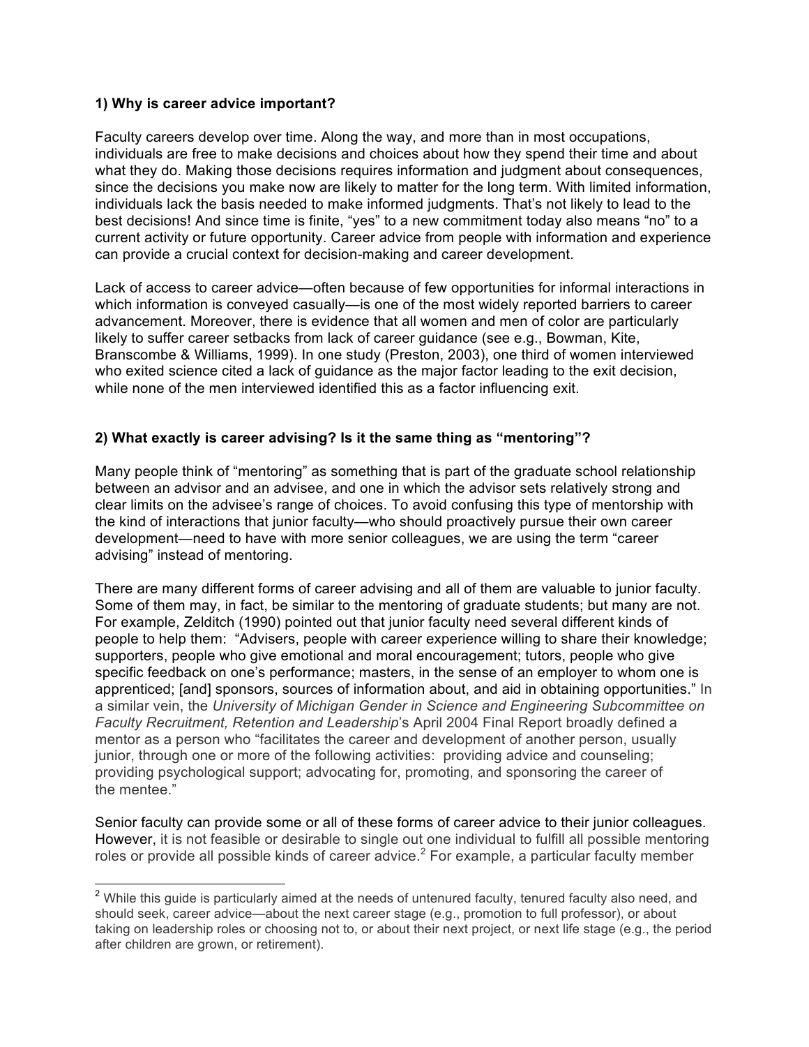**1) Why is career advice important?**

Faculty careers develop over time. Along the way, and more than in most occupations, individuals are free to make decisions and choices about how they spend their time and about what they do. Making those decisions requires information and judgment about consequences, since the decisions you make now are likely to matter for the long term. With limited information, individuals lack the basis needed to make informed judgments. That's not likely to lead to the best decisions! And since time is finite, "yes" to a new commitment today also means "no" to a current activity or future opportunity. Career advice from people with information and experience can provide a crucial context for decision-making and career development.

Lack of access to career advice—often because of few opportunities for informal interactions in which information is conveyed casually—is one of the most widely reported barriers to career advancement. Moreover, there is evidence that all women and men of color are particularly likely to suffer career setbacks from lack of career guidance (see e.g., Bowman, Kite, Branscombe & Williams, 1999). In one study (Preston, 2003), one third of women interviewed who exited science cited a lack of guidance as the major factor leading to the exit decision, while none of the men interviewed identified this as a factor influencing exit.

**2) What exactly is career advising? Is it the same thing as "mentoring"?**

Many people think of "mentoring" as something that is part of the graduate school relationship between an advisor and an advisee, and one in which the advisor sets relatively strong and clear limits on the advisee's range of choices. To avoid confusing this type of mentorship with the kind of interactions that junior faculty—who should proactively pursue their own career development—need to have with more senior colleagues, we are using the term "career advising" instead of mentoring.

There are many different forms of career advising and all of them are valuable to junior faculty. Some of them may, in fact, be similar to the mentoring of graduate students; but many are not. For example, Zelditch (1990) pointed out that junior faculty need several different kinds of people to help them: "Advisers, people with career experience willing to share their knowledge; supporters, people who give emotional and moral encouragement; tutors, people who give specific feedback on one's performance; masters, in the sense of an employer to whom one is apprenticed; [and] sponsors, sources of information about, and aid in obtaining opportunities." In a similar vein, the *University of Michigan Gender in Science and Engineering Subcommittee on Faculty Recruitment, Retention and Leadership*'s April 2004 Final Report broadly defined a mentor as a person who "facilitates the career and development of another person, usually junior, through one or more of the following activities: providing advice and counseling; providing psychological support; advocating for, promoting, and sponsoring the career of the mentee."

Senior faculty can provide some or all of these forms of career advice to their junior colleagues. However, it is not feasible or desirable to single out one individual to fulfill all possible mentoring roles or provide all possible kinds of career advice.[2] For example, a particular faculty member

[2] While this guide is particularly aimed at the needs of untenured faculty, tenured faculty also need, and should seek, career advice—about the next career stage (e.g., promotion to full professor), or about taking on leadership roles or choosing not to, or about their next project, or next life stage (e.g., the period after children are grown, or retirement).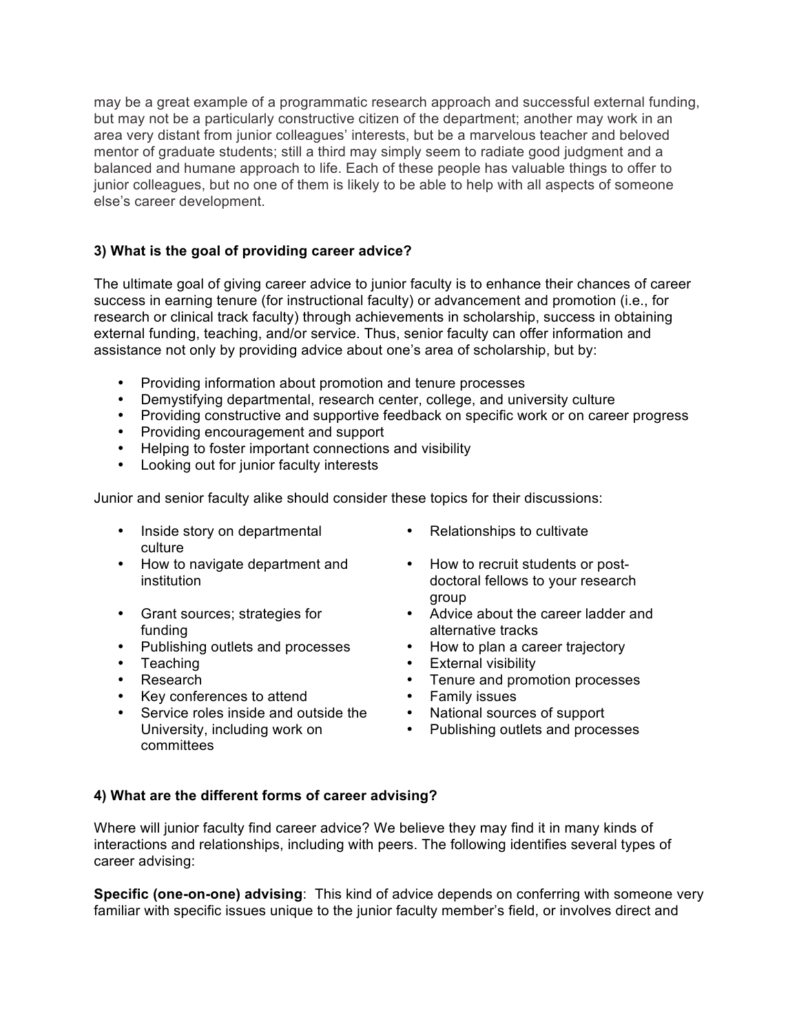may be a great example of a programmatic research approach and successful external funding, but may not be a particularly constructive citizen of the department; another may work in an area very distant from junior colleagues' interests, but be a marvelous teacher and beloved mentor of graduate students; still a third may simply seem to radiate good judgment and a balanced and humane approach to life. Each of these people has valuable things to offer to junior colleagues, but no one of them is likely to be able to help with all aspects of someone else's career development.

### 3) What is the goal of providing career advice?

The ultimate goal of giving career advice to junior faculty is to enhance their chances of career success in earning tenure (for instructional faculty) or advancement and promotion (i.e., for research or clinical track faculty) through achievements in scholarship, success in obtaining external funding, teaching, and/or service. Thus, senior faculty can offer information and assistance not only by providing advice about one's area of scholarship, but by:

- Providing information about promotion and tenure processes
- Demystifying departmental, research center, college, and university culture
- Providing constructive and supportive feedback on specific work or on career progress
- Providing encouragement and support
- Helping to foster important connections and visibility
- Looking out for junior faculty interests

Junior and senior faculty alike should consider these topics for their discussions:

- Inside story on departmental culture
- How to navigate department and institution
- Grant sources; strategies for funding
- Publishing outlets and processes
- Teaching
- Research
- Key conferences to attend
- Service roles inside and outside the University, including work on committees
- Relationships to cultivate
- How to recruit students or post-doctoral fellows to your research group
- Advice about the career ladder and alternative tracks
- How to plan a career trajectory
- External visibility
- Tenure and promotion processes
- Family issues
- National sources of support
- Publishing outlets and processes

### 4) What are the different forms of career advising?

Where will junior faculty find career advice? We believe they may find it in many kinds of interactions and relationships, including with peers. The following identifies several types of career advising:

**Specific (one-on-one) advising**: This kind of advice depends on conferring with someone very familiar with specific issues unique to the junior faculty member's field, or involves direct and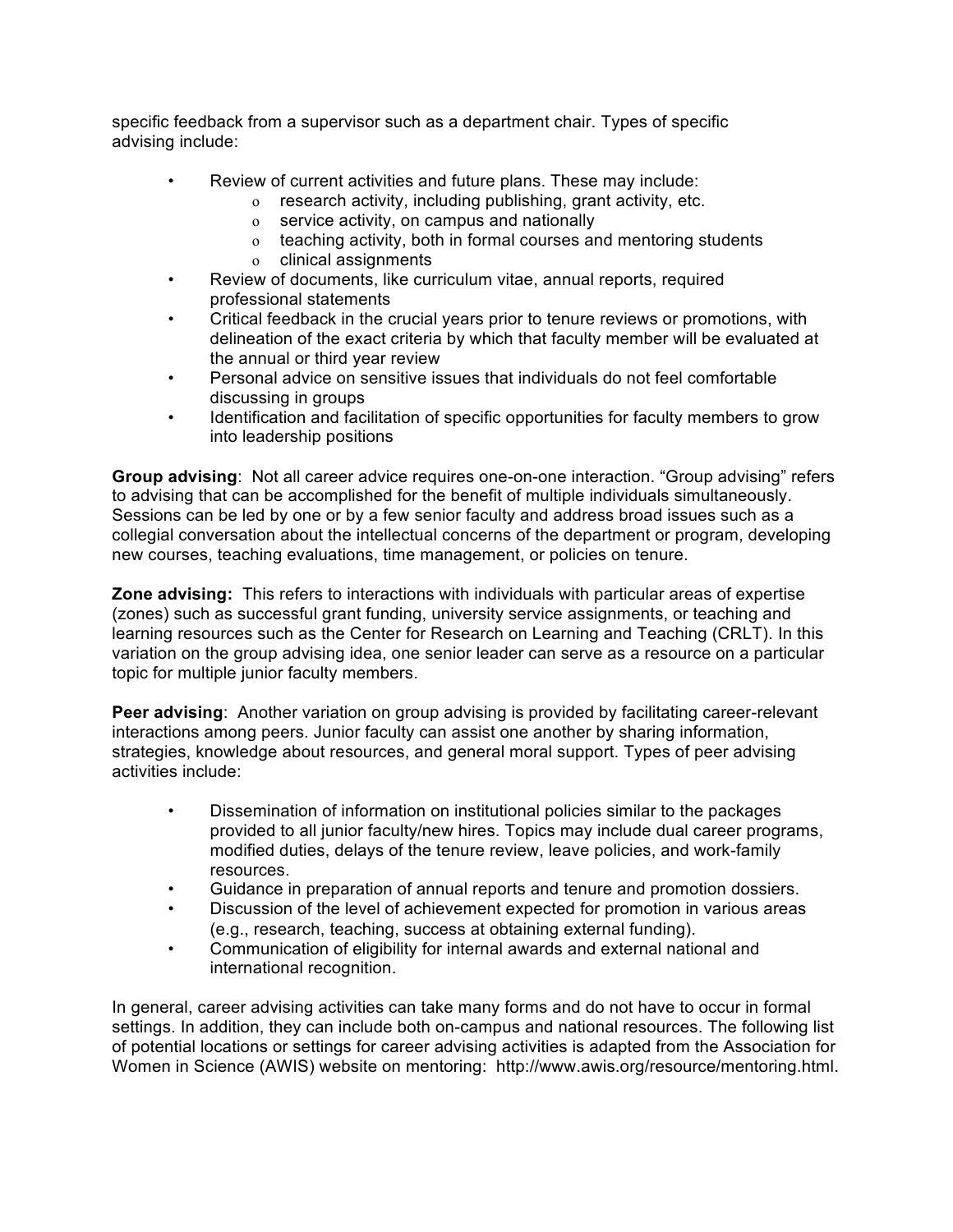specific feedback from a supervisor such as a department chair. Types of specific advising include:

- Review of current activities and future plans. These may include:
  - research activity, including publishing, grant activity, etc.
  - service activity, on campus and nationally
  - teaching activity, both in formal courses and mentoring students
  - clinical assignments
- Review of documents, like curriculum vitae, annual reports, required professional statements
- Critical feedback in the crucial years prior to tenure reviews or promotions, with delineation of the exact criteria by which that faculty member will be evaluated at the annual or third year review
- Personal advice on sensitive issues that individuals do not feel comfortable discussing in groups
- Identification and facilitation of specific opportunities for faculty members to grow into leadership positions

**Group advising**: Not all career advice requires one-on-one interaction. "Group advising" refers to advising that can be accomplished for the benefit of multiple individuals simultaneously. Sessions can be led by one or by a few senior faculty and address broad issues such as a collegial conversation about the intellectual concerns of the department or program, developing new courses, teaching evaluations, time management, or policies on tenure.

**Zone advising:** This refers to interactions with individuals with particular areas of expertise (zones) such as successful grant funding, university service assignments, or teaching and learning resources such as the Center for Research on Learning and Teaching (CRLT). In this variation on the group advising idea, one senior leader can serve as a resource on a particular topic for multiple junior faculty members.

**Peer advising**: Another variation on group advising is provided by facilitating career-relevant interactions among peers. Junior faculty can assist one another by sharing information, strategies, knowledge about resources, and general moral support. Types of peer advising activities include:

- Dissemination of information on institutional policies similar to the packages provided to all junior faculty/new hires. Topics may include dual career programs, modified duties, delays of the tenure review, leave policies, and work-family resources.
- Guidance in preparation of annual reports and tenure and promotion dossiers.
- Discussion of the level of achievement expected for promotion in various areas (e.g., research, teaching, success at obtaining external funding).
- Communication of eligibility for internal awards and external national and international recognition.

In general, career advising activities can take many forms and do not have to occur in formal settings. In addition, they can include both on-campus and national resources. The following list of potential locations or settings for career advising activities is adapted from the Association for Women in Science (AWIS) website on mentoring: http://www.awis.org/resource/mentoring.html.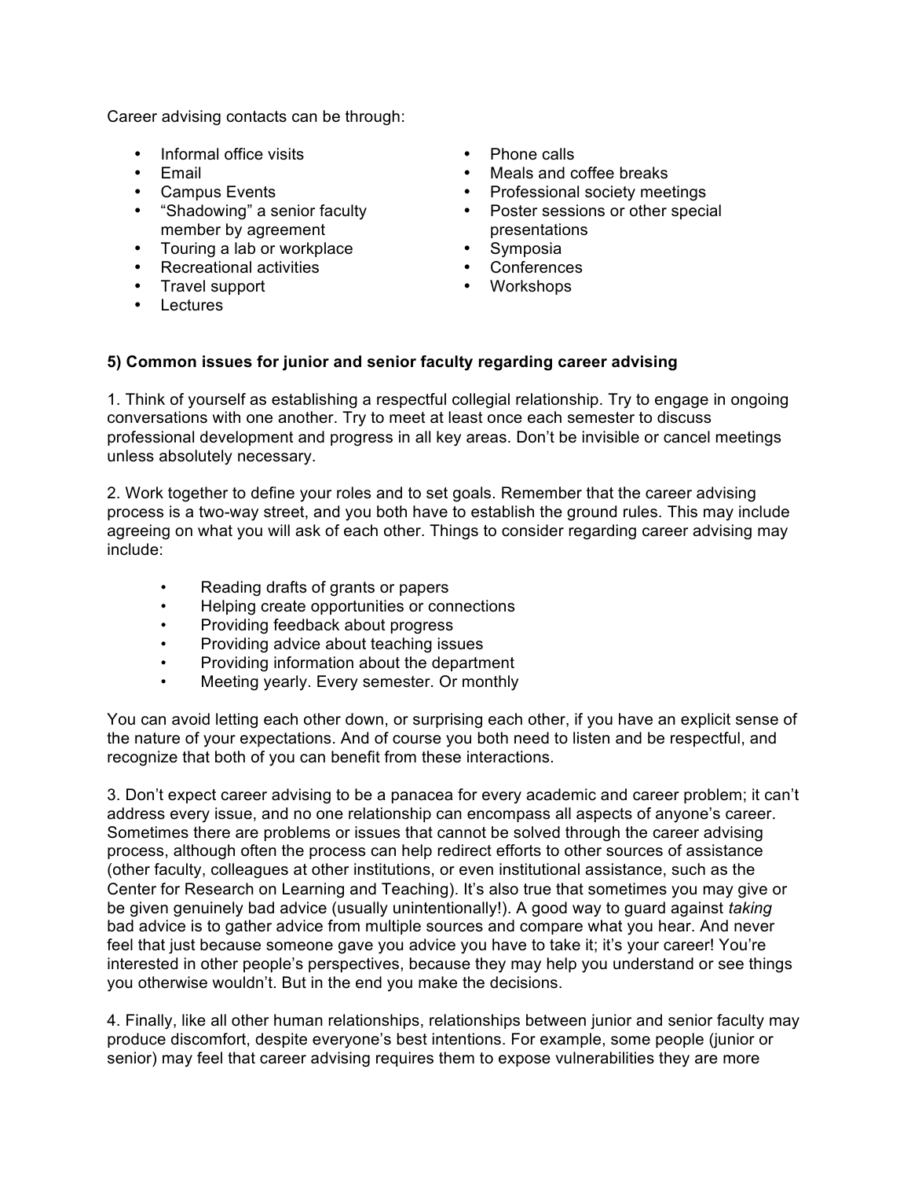Career advising contacts can be through:

- Informal office visits
- Email
- Campus Events
- "Shadowing" a senior faculty member by agreement
- Touring a lab or workplace
- Recreational activities
- Travel support
- Lectures
- Phone calls
- Meals and coffee breaks
- Professional society meetings
- Poster sessions or other special presentations
- Symposia
- Conferences
- Workshops

**5) Common issues for junior and senior faculty regarding career advising**

1. Think of yourself as establishing a respectful collegial relationship. Try to engage in ongoing conversations with one another. Try to meet at least once each semester to discuss professional development and progress in all key areas. Don't be invisible or cancel meetings unless absolutely necessary.

2. Work together to define your roles and to set goals. Remember that the career advising process is a two-way street, and you both have to establish the ground rules. This may include agreeing on what you will ask of each other. Things to consider regarding career advising may include:

- Reading drafts of grants or papers
- Helping create opportunities or connections
- Providing feedback about progress
- Providing advice about teaching issues
- Providing information about the department
- Meeting yearly. Every semester. Or monthly

You can avoid letting each other down, or surprising each other, if you have an explicit sense of the nature of your expectations. And of course you both need to listen and be respectful, and recognize that both of you can benefit from these interactions.

3. Don't expect career advising to be a panacea for every academic and career problem; it can't address every issue, and no one relationship can encompass all aspects of anyone's career. Sometimes there are problems or issues that cannot be solved through the career advising process, although often the process can help redirect efforts to other sources of assistance (other faculty, colleagues at other institutions, or even institutional assistance, such as the Center for Research on Learning and Teaching). It's also true that sometimes you may give or be given genuinely bad advice (usually unintentionally!). A good way to guard against *taking* bad advice is to gather advice from multiple sources and compare what you hear. And never feel that just because someone gave you advice you have to take it; it's your career! You're interested in other people's perspectives, because they may help you understand or see things you otherwise wouldn't. But in the end you make the decisions.

4. Finally, like all other human relationships, relationships between junior and senior faculty may produce discomfort, despite everyone's best intentions. For example, some people (junior or senior) may feel that career advising requires them to expose vulnerabilities they are more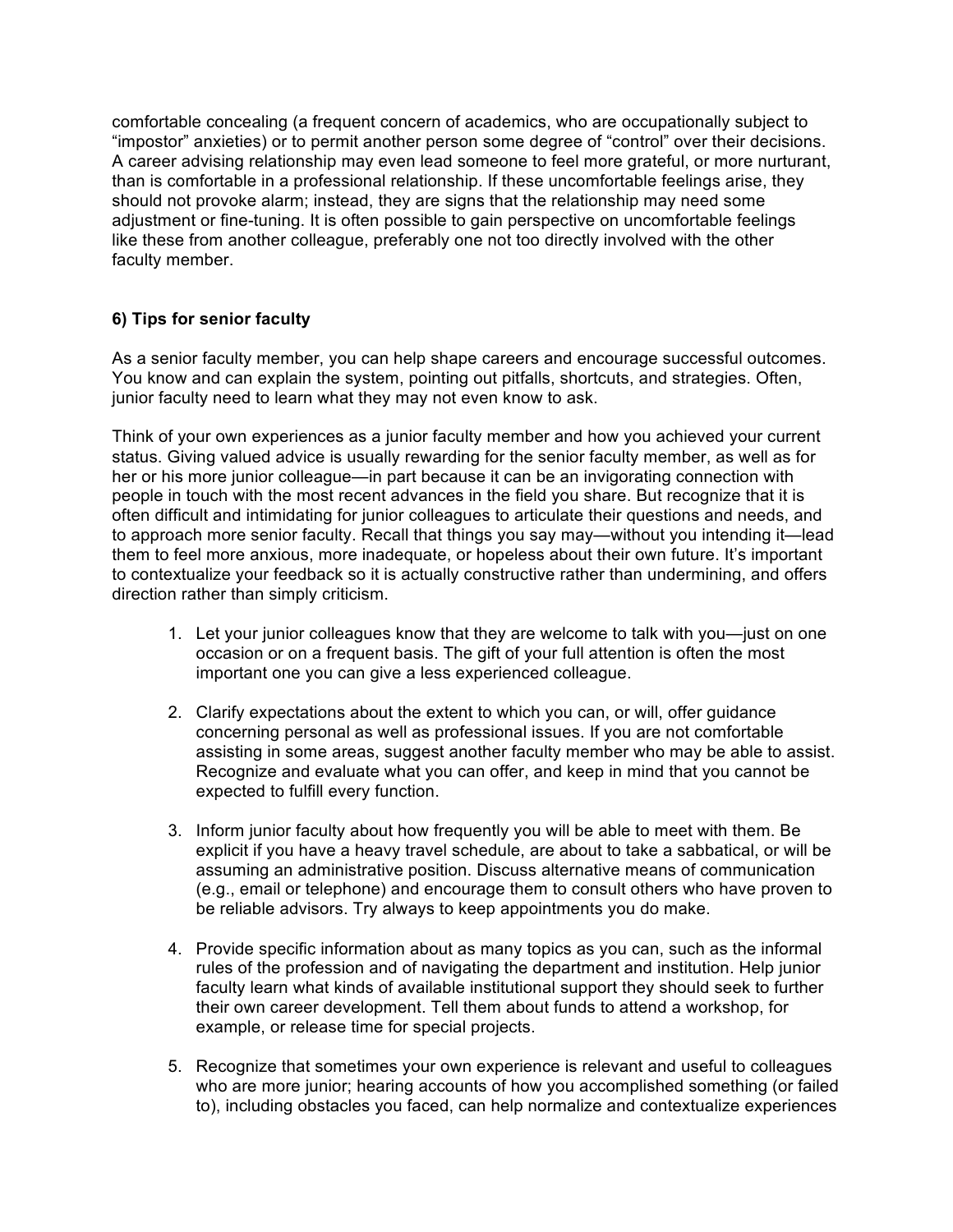comfortable concealing (a frequent concern of academics, who are occupationally subject to "impostor" anxieties) or to permit another person some degree of "control" over their decisions. A career advising relationship may even lead someone to feel more grateful, or more nurturant, than is comfortable in a professional relationship. If these uncomfortable feelings arise, they should not provoke alarm; instead, they are signs that the relationship may need some adjustment or fine-tuning. It is often possible to gain perspective on uncomfortable feelings like these from another colleague, preferably one not too directly involved with the other faculty member.

**6) Tips for senior faculty**

As a senior faculty member, you can help shape careers and encourage successful outcomes. You know and can explain the system, pointing out pitfalls, shortcuts, and strategies. Often, junior faculty need to learn what they may not even know to ask.

Think of your own experiences as a junior faculty member and how you achieved your current status. Giving valued advice is usually rewarding for the senior faculty member, as well as for her or his more junior colleague—in part because it can be an invigorating connection with people in touch with the most recent advances in the field you share. But recognize that it is often difficult and intimidating for junior colleagues to articulate their questions and needs, and to approach more senior faculty. Recall that things you say may—without you intending it—lead them to feel more anxious, more inadequate, or hopeless about their own future. It's important to contextualize your feedback so it is actually constructive rather than undermining, and offers direction rather than simply criticism.

1. Let your junior colleagues know that they are welcome to talk with you—just on one occasion or on a frequent basis. The gift of your full attention is often the most important one you can give a less experienced colleague.

2. Clarify expectations about the extent to which you can, or will, offer guidance concerning personal as well as professional issues. If you are not comfortable assisting in some areas, suggest another faculty member who may be able to assist. Recognize and evaluate what you can offer, and keep in mind that you cannot be expected to fulfill every function.

3. Inform junior faculty about how frequently you will be able to meet with them. Be explicit if you have a heavy travel schedule, are about to take a sabbatical, or will be assuming an administrative position. Discuss alternative means of communication (e.g., email or telephone) and encourage them to consult others who have proven to be reliable advisors. Try always to keep appointments you do make.

4. Provide specific information about as many topics as you can, such as the informal rules of the profession and of navigating the department and institution. Help junior faculty learn what kinds of available institutional support they should seek to further their own career development. Tell them about funds to attend a workshop, for example, or release time for special projects.

5. Recognize that sometimes your own experience is relevant and useful to colleagues who are more junior; hearing accounts of how you accomplished something (or failed to), including obstacles you faced, can help normalize and contextualize experiences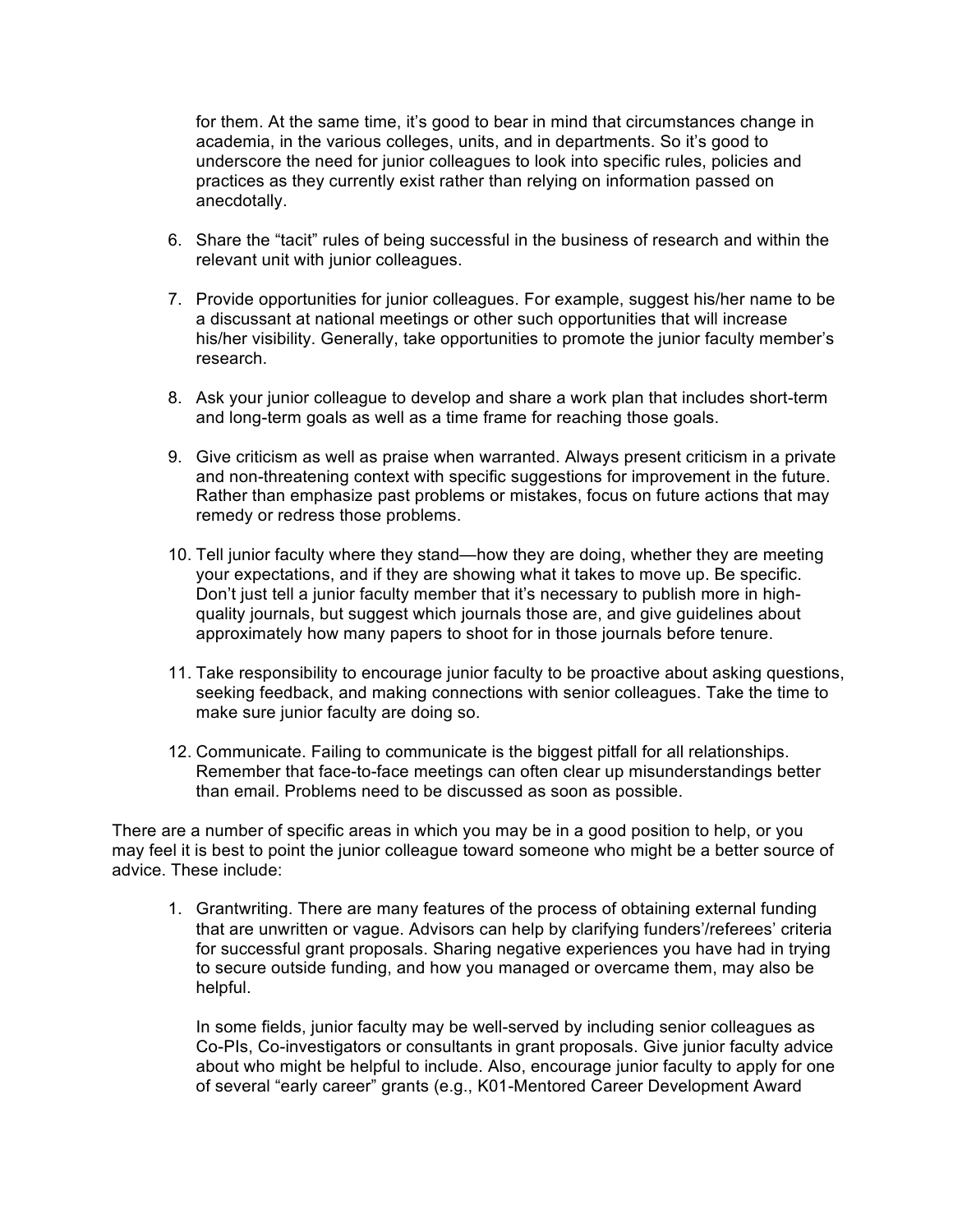for them. At the same time, it's good to bear in mind that circumstances change in academia, in the various colleges, units, and in departments. So it's good to underscore the need for junior colleagues to look into specific rules, policies and practices as they currently exist rather than relying on information passed on anecdotally.

6. Share the "tacit" rules of being successful in the business of research and within the relevant unit with junior colleagues.

7. Provide opportunities for junior colleagues. For example, suggest his/her name to be a discussant at national meetings or other such opportunities that will increase his/her visibility. Generally, take opportunities to promote the junior faculty member's research.

8. Ask your junior colleague to develop and share a work plan that includes short-term and long-term goals as well as a time frame for reaching those goals.

9. Give criticism as well as praise when warranted. Always present criticism in a private and non-threatening context with specific suggestions for improvement in the future. Rather than emphasize past problems or mistakes, focus on future actions that may remedy or redress those problems.

10. Tell junior faculty where they stand—how they are doing, whether they are meeting your expectations, and if they are showing what it takes to move up. Be specific. Don't just tell a junior faculty member that it's necessary to publish more in high-quality journals, but suggest which journals those are, and give guidelines about approximately how many papers to shoot for in those journals before tenure.

11. Take responsibility to encourage junior faculty to be proactive about asking questions, seeking feedback, and making connections with senior colleagues. Take the time to make sure junior faculty are doing so.

12. Communicate. Failing to communicate is the biggest pitfall for all relationships. Remember that face-to-face meetings can often clear up misunderstandings better than email. Problems need to be discussed as soon as possible.

There are a number of specific areas in which you may be in a good position to help, or you may feel it is best to point the junior colleague toward someone who might be a better source of advice. These include:

1. Grantwriting. There are many features of the process of obtaining external funding that are unwritten or vague. Advisors can help by clarifying funders'/referees' criteria for successful grant proposals. Sharing negative experiences you have had in trying to secure outside funding, and how you managed or overcame them, may also be helpful.

   In some fields, junior faculty may be well-served by including senior colleagues as Co-PIs, Co-investigators or consultants in grant proposals. Give junior faculty advice about who might be helpful to include. Also, encourage junior faculty to apply for one of several "early career" grants (e.g., K01-Mentored Career Development Award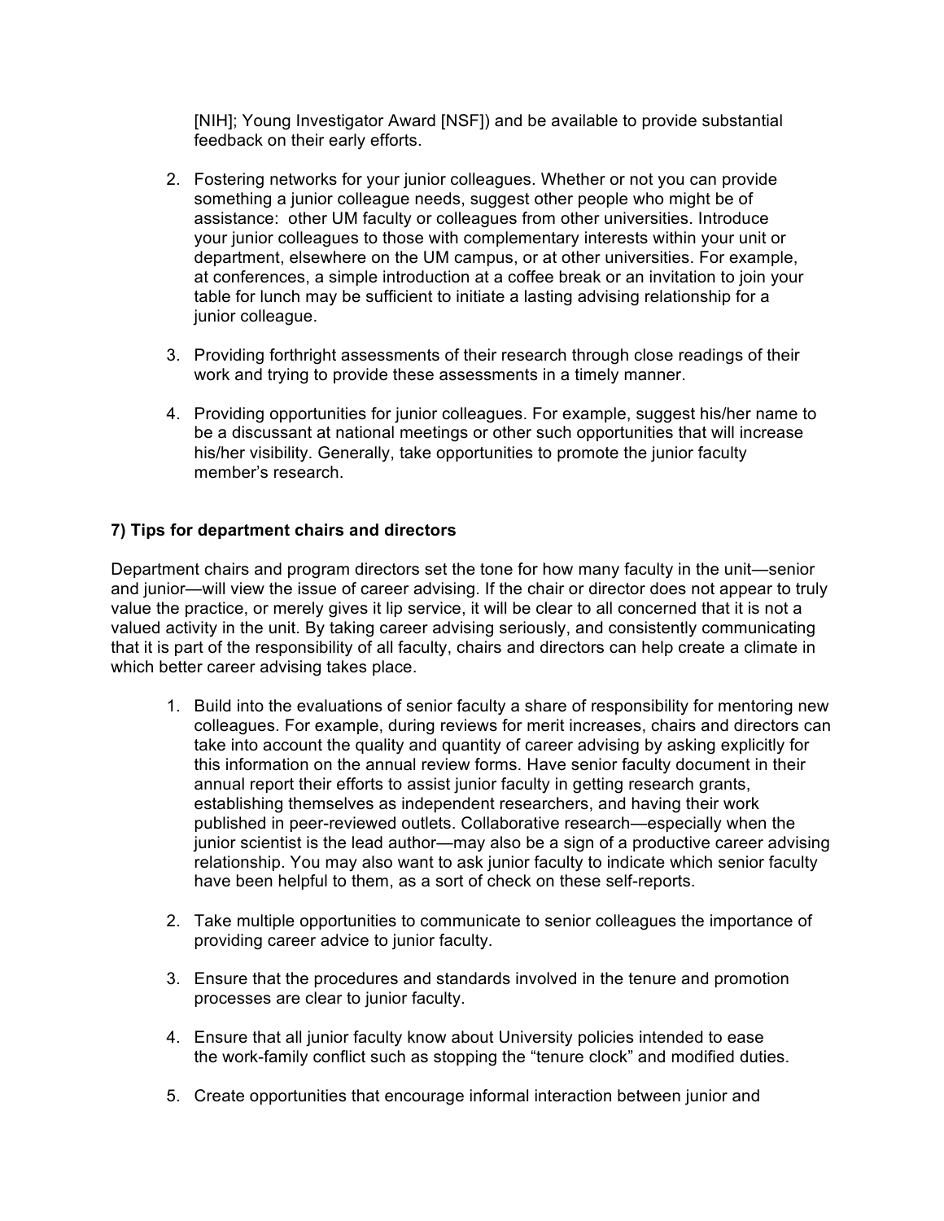[NIH]; Young Investigator Award [NSF]) and be available to provide substantial feedback on their early efforts.

2. Fostering networks for your junior colleagues. Whether or not you can provide something a junior colleague needs, suggest other people who might be of assistance: other UM faculty or colleagues from other universities. Introduce your junior colleagues to those with complementary interests within your unit or department, elsewhere on the UM campus, or at other universities. For example, at conferences, a simple introduction at a coffee break or an invitation to join your table for lunch may be sufficient to initiate a lasting advising relationship for a junior colleague.

3. Providing forthright assessments of their research through close readings of their work and trying to provide these assessments in a timely manner.

4. Providing opportunities for junior colleagues. For example, suggest his/her name to be a discussant at national meetings or other such opportunities that will increase his/her visibility. Generally, take opportunities to promote the junior faculty member's research.

### 7) Tips for department chairs and directors

Department chairs and program directors set the tone for how many faculty in the unit—senior and junior—will view the issue of career advising. If the chair or director does not appear to truly value the practice, or merely gives it lip service, it will be clear to all concerned that it is not a valued activity in the unit. By taking career advising seriously, and consistently communicating that it is part of the responsibility of all faculty, chairs and directors can help create a climate in which better career advising takes place.

1. Build into the evaluations of senior faculty a share of responsibility for mentoring new colleagues. For example, during reviews for merit increases, chairs and directors can take into account the quality and quantity of career advising by asking explicitly for this information on the annual review forms. Have senior faculty document in their annual report their efforts to assist junior faculty in getting research grants, establishing themselves as independent researchers, and having their work published in peer-reviewed outlets. Collaborative research—especially when the junior scientist is the lead author—may also be a sign of a productive career advising relationship. You may also want to ask junior faculty to indicate which senior faculty have been helpful to them, as a sort of check on these self-reports.

2. Take multiple opportunities to communicate to senior colleagues the importance of providing career advice to junior faculty.

3. Ensure that the procedures and standards involved in the tenure and promotion processes are clear to junior faculty.

4. Ensure that all junior faculty know about University policies intended to ease the work-family conflict such as stopping the "tenure clock" and modified duties.

5. Create opportunities that encourage informal interaction between junior and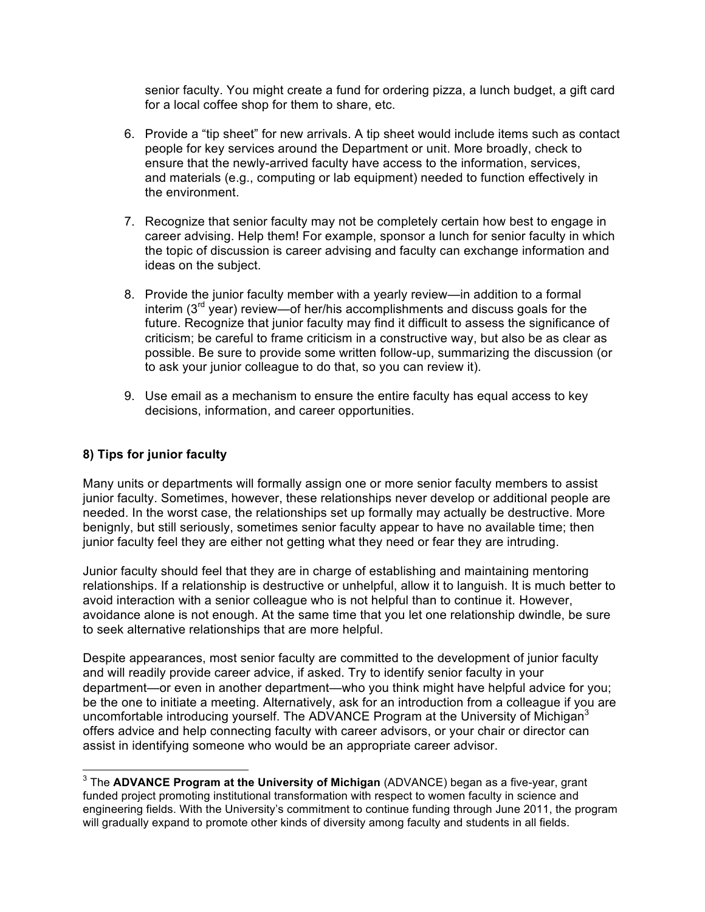senior faculty. You might create a fund for ordering pizza, a lunch budget, a gift card for a local coffee shop for them to share, etc.

6. Provide a "tip sheet" for new arrivals. A tip sheet would include items such as contact people for key services around the Department or unit. More broadly, check to ensure that the newly-arrived faculty have access to the information, services, and materials (e.g., computing or lab equipment) needed to function effectively in the environment.

7. Recognize that senior faculty may not be completely certain how best to engage in career advising. Help them! For example, sponsor a lunch for senior faculty in which the topic of discussion is career advising and faculty can exchange information and ideas on the subject.

8. Provide the junior faculty member with a yearly review—in addition to a formal interim (3rd year) review—of her/his accomplishments and discuss goals for the future. Recognize that junior faculty may find it difficult to assess the significance of criticism; be careful to frame criticism in a constructive way, but also be as clear as possible. Be sure to provide some written follow-up, summarizing the discussion (or to ask your junior colleague to do that, so you can review it).

9. Use email as a mechanism to ensure the entire faculty has equal access to key decisions, information, and career opportunities.

## 8) Tips for junior faculty

Many units or departments will formally assign one or more senior faculty members to assist junior faculty. Sometimes, however, these relationships never develop or additional people are needed. In the worst case, the relationships set up formally may actually be destructive. More benignly, but still seriously, sometimes senior faculty appear to have no available time; then junior faculty feel they are either not getting what they need or fear they are intruding.

Junior faculty should feel that they are in charge of establishing and maintaining mentoring relationships. If a relationship is destructive or unhelpful, allow it to languish. It is much better to avoid interaction with a senior colleague who is not helpful than to continue it. However, avoidance alone is not enough. At the same time that you let one relationship dwindle, be sure to seek alternative relationships that are more helpful.

Despite appearances, most senior faculty are committed to the development of junior faculty and will readily provide career advice, if asked. Try to identify senior faculty in your department—or even in another department—who you think might have helpful advice for you; be the one to initiate a meeting. Alternatively, ask for an introduction from a colleague if you are uncomfortable introducing yourself. The ADVANCE Program at the University of Michigan[3] offers advice and help connecting faculty with career advisors, or your chair or director can assist in identifying someone who would be an appropriate career advisor.

---

[3] The **ADVANCE Program at the University of Michigan** (ADVANCE) began as a five-year, grant funded project promoting institutional transformation with respect to women faculty in science and engineering fields. With the University's commitment to continue funding through June 2011, the program will gradually expand to promote other kinds of diversity among faculty and students in all fields.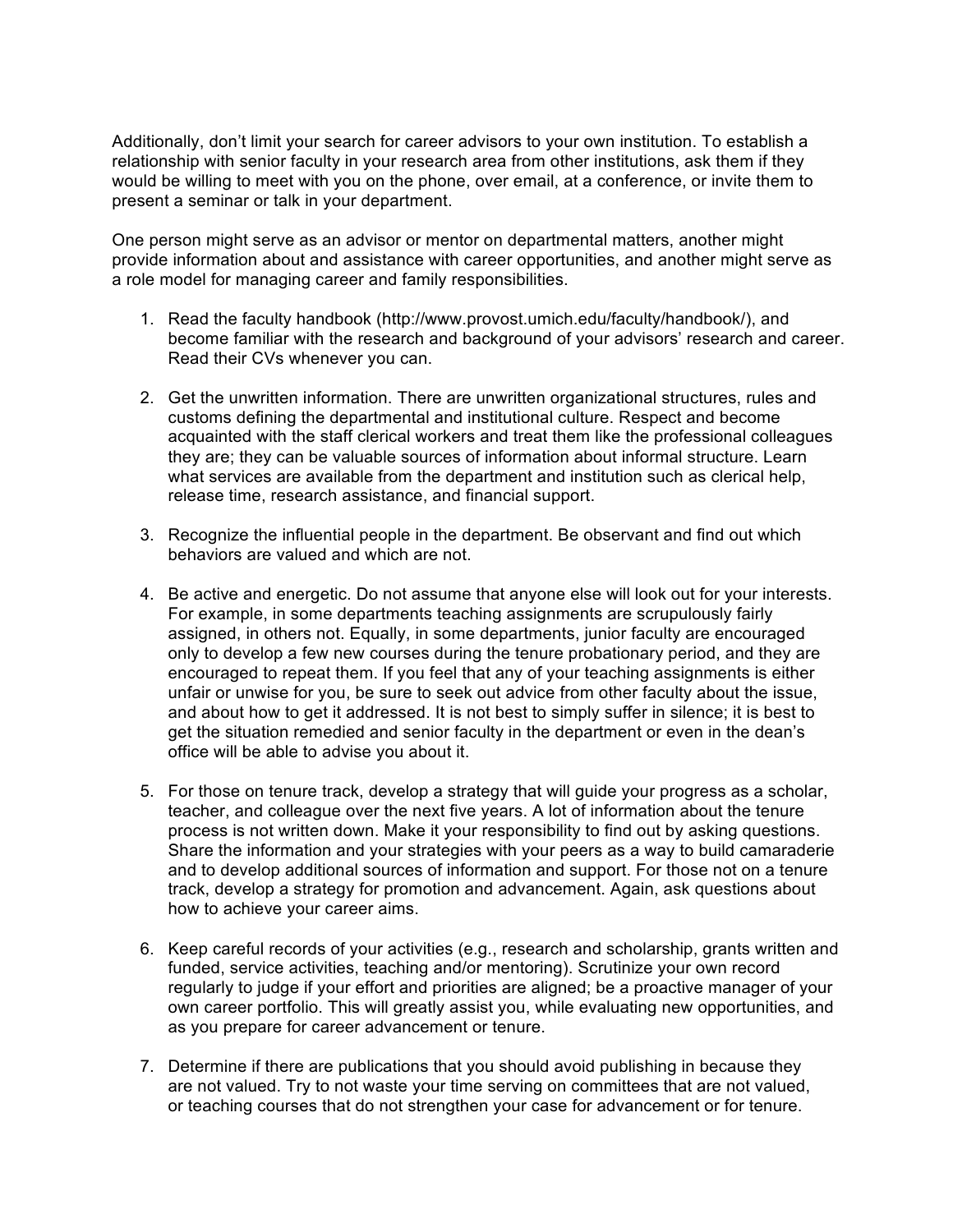Additionally, don't limit your search for career advisors to your own institution. To establish a relationship with senior faculty in your research area from other institutions, ask them if they would be willing to meet with you on the phone, over email, at a conference, or invite them to present a seminar or talk in your department.

One person might serve as an advisor or mentor on departmental matters, another might provide information about and assistance with career opportunities, and another might serve as a role model for managing career and family responsibilities.

1. Read the faculty handbook (http://www.provost.umich.edu/faculty/handbook/), and become familiar with the research and background of your advisors' research and career. Read their CVs whenever you can.

2. Get the unwritten information. There are unwritten organizational structures, rules and customs defining the departmental and institutional culture. Respect and become acquainted with the staff clerical workers and treat them like the professional colleagues they are; they can be valuable sources of information about informal structure. Learn what services are available from the department and institution such as clerical help, release time, research assistance, and financial support.

3. Recognize the influential people in the department. Be observant and find out which behaviors are valued and which are not.

4. Be active and energetic. Do not assume that anyone else will look out for your interests. For example, in some departments teaching assignments are scrupulously fairly assigned, in others not. Equally, in some departments, junior faculty are encouraged only to develop a few new courses during the tenure probationary period, and they are encouraged to repeat them. If you feel that any of your teaching assignments is either unfair or unwise for you, be sure to seek out advice from other faculty about the issue, and about how to get it addressed. It is not best to simply suffer in silence; it is best to get the situation remedied and senior faculty in the department or even in the dean's office will be able to advise you about it.

5. For those on tenure track, develop a strategy that will guide your progress as a scholar, teacher, and colleague over the next five years. A lot of information about the tenure process is not written down. Make it your responsibility to find out by asking questions. Share the information and your strategies with your peers as a way to build camaraderie and to develop additional sources of information and support. For those not on a tenure track, develop a strategy for promotion and advancement. Again, ask questions about how to achieve your career aims.

6. Keep careful records of your activities (e.g., research and scholarship, grants written and funded, service activities, teaching and/or mentoring). Scrutinize your own record regularly to judge if your effort and priorities are aligned; be a proactive manager of your own career portfolio. This will greatly assist you, while evaluating new opportunities, and as you prepare for career advancement or tenure.

7. Determine if there are publications that you should avoid publishing in because they are not valued. Try to not waste your time serving on committees that are not valued, or teaching courses that do not strengthen your case for advancement or for tenure.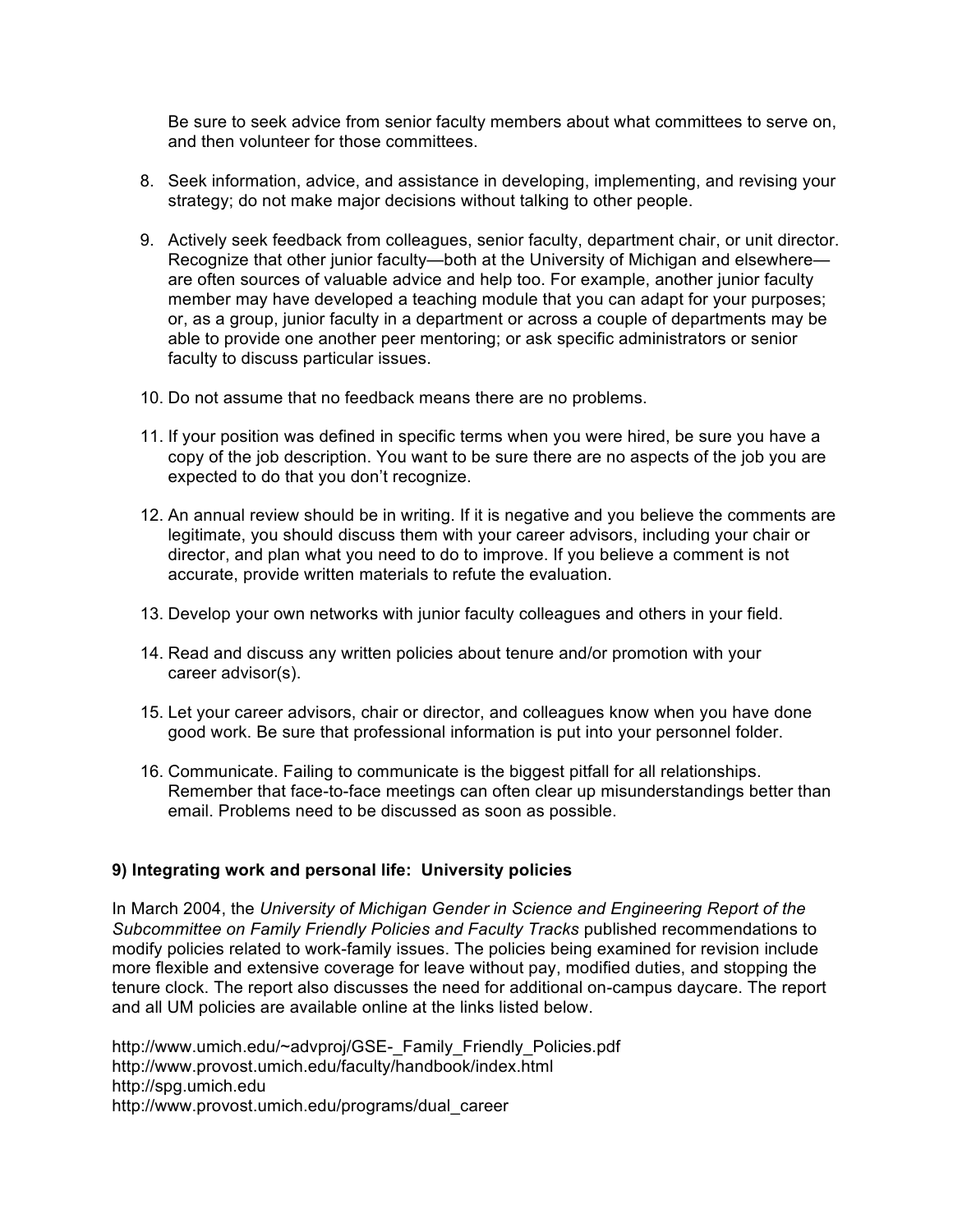Be sure to seek advice from senior faculty members about what committees to serve on, and then volunteer for those committees.

8. Seek information, advice, and assistance in developing, implementing, and revising your strategy; do not make major decisions without talking to other people.

9. Actively seek feedback from colleagues, senior faculty, department chair, or unit director. Recognize that other junior faculty—both at the University of Michigan and elsewhere—are often sources of valuable advice and help too. For example, another junior faculty member may have developed a teaching module that you can adapt for your purposes; or, as a group, junior faculty in a department or across a couple of departments may be able to provide one another peer mentoring; or ask specific administrators or senior faculty to discuss particular issues.

10. Do not assume that no feedback means there are no problems.

11. If your position was defined in specific terms when you were hired, be sure you have a copy of the job description. You want to be sure there are no aspects of the job you are expected to do that you don't recognize.

12. An annual review should be in writing. If it is negative and you believe the comments are legitimate, you should discuss them with your career advisors, including your chair or director, and plan what you need to do to improve. If you believe a comment is not accurate, provide written materials to refute the evaluation.

13. Develop your own networks with junior faculty colleagues and others in your field.

14. Read and discuss any written policies about tenure and/or promotion with your career advisor(s).

15. Let your career advisors, chair or director, and colleagues know when you have done good work. Be sure that professional information is put into your personnel folder.

16. Communicate. Failing to communicate is the biggest pitfall for all relationships. Remember that face-to-face meetings can often clear up misunderstandings better than email. Problems need to be discussed as soon as possible.

### 9) Integrating work and personal life: University policies

In March 2004, the *University of Michigan Gender in Science and Engineering Report of the Subcommittee on Family Friendly Policies and Faculty Tracks* published recommendations to modify policies related to work-family issues. The policies being examined for revision include more flexible and extensive coverage for leave without pay, modified duties, and stopping the tenure clock. The report also discusses the need for additional on-campus daycare. The report and all UM policies are available online at the links listed below.

http://www.umich.edu/~advproj/GSE-_Family_Friendly_Policies.pdf
http://www.provost.umich.edu/faculty/handbook/index.html
http://spg.umich.edu
http://www.provost.umich.edu/programs/dual_career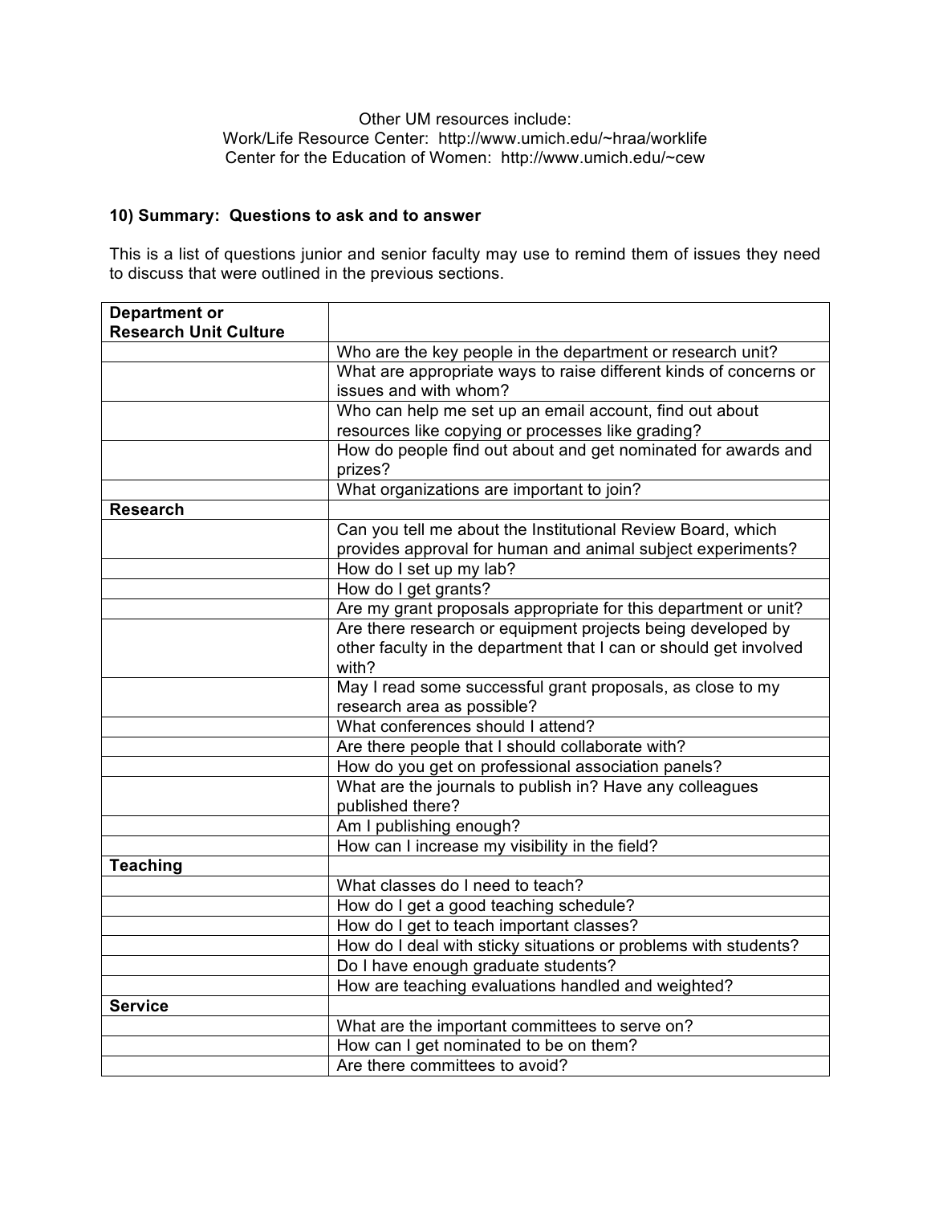Other UM resources include:
Work/Life Resource Center: http://www.umich.edu/~hraa/worklife
Center for the Education of Women: http://www.umich.edu/~cew

**10) Summary: Questions to ask and to answer**

This is a list of questions junior and senior faculty may use to remind them of issues they need to discuss that were outlined in the previous sections.

| **Department or Research Unit Culture** | |
|---|---|
| | Who are the key people in the department or research unit? |
| | What are appropriate ways to raise different kinds of concerns or issues and with whom? |
| | Who can help me set up an email account, find out about resources like copying or processes like grading? |
| | How do people find out about and get nominated for awards and prizes? |
| | What organizations are important to join? |
| **Research** | |
| | Can you tell me about the Institutional Review Board, which provides approval for human and animal subject experiments? |
| | How do I set up my lab? |
| | How do I get grants? |
| | Are my grant proposals appropriate for this department or unit? |
| | Are there research or equipment projects being developed by other faculty in the department that I can or should get involved with? |
| | May I read some successful grant proposals, as close to my research area as possible? |
| | What conferences should I attend? |
| | Are there people that I should collaborate with? |
| | How do you get on professional association panels? |
| | What are the journals to publish in? Have any colleagues published there? |
| | Am I publishing enough? |
| | How can I increase my visibility in the field? |
| **Teaching** | |
| | What classes do I need to teach? |
| | How do I get a good teaching schedule? |
| | How do I get to teach important classes? |
| | How do I deal with sticky situations or problems with students? |
| | Do I have enough graduate students? |
| | How are teaching evaluations handled and weighted? |
| **Service** | |
| | What are the important committees to serve on? |
| | How can I get nominated to be on them? |
| | Are there committees to avoid? |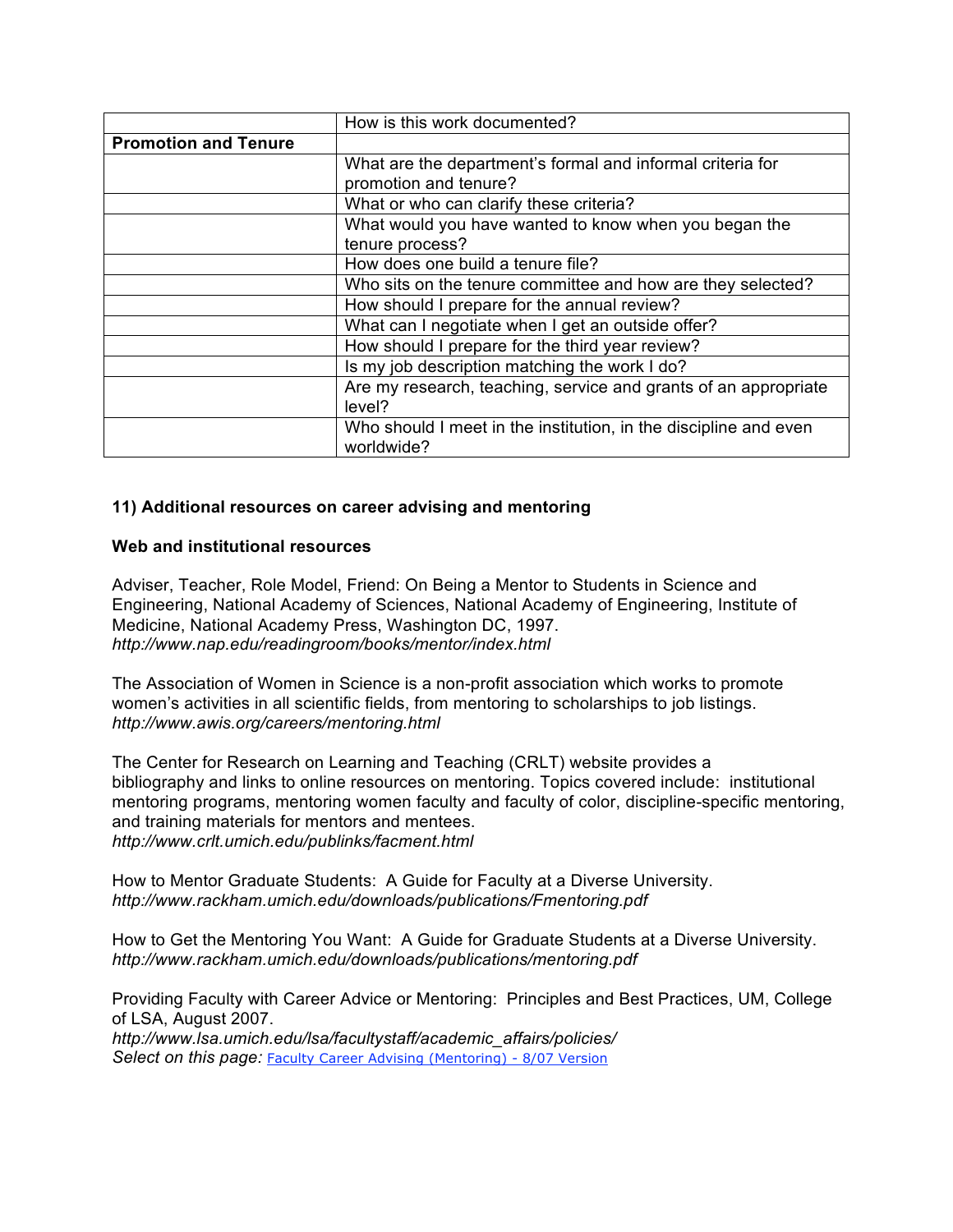| | How is this work documented? |
|---|---|
| **Promotion and Tenure** | |
| | What are the department's formal and informal criteria for promotion and tenure? |
| | What or who can clarify these criteria? |
| | What would you have wanted to know when you began the tenure process? |
| | How does one build a tenure file? |
| | Who sits on the tenure committee and how are they selected? |
| | How should I prepare for the annual review? |
| | What can I negotiate when I get an outside offer? |
| | How should I prepare for the third year review? |
| | Is my job description matching the work I do? |
| | Are my research, teaching, service and grants of an appropriate level? |
| | Who should I meet in the institution, in the discipline and even worldwide? |

### 11) Additional resources on career advising and mentoring

**Web and institutional resources**

Adviser, Teacher, Role Model, Friend: On Being a Mentor to Students in Science and Engineering, National Academy of Sciences, National Academy of Engineering, Institute of Medicine, National Academy Press, Washington DC, 1997.
*http://www.nap.edu/readingroom/books/mentor/index.html*

The Association of Women in Science is a non-profit association which works to promote women's activities in all scientific fields, from mentoring to scholarships to job listings.
*http://www.awis.org/careers/mentoring.html*

The Center for Research on Learning and Teaching (CRLT) website provides a bibliography and links to online resources on mentoring. Topics covered include: institutional mentoring programs, mentoring women faculty and faculty of color, discipline-specific mentoring, and training materials for mentors and mentees.
*http://www.crlt.umich.edu/publinks/facment.html*

How to Mentor Graduate Students: A Guide for Faculty at a Diverse University.
*http://www.rackham.umich.edu/downloads/publications/Fmentoring.pdf*

How to Get the Mentoring You Want: A Guide for Graduate Students at a Diverse University.
*http://www.rackham.umich.edu/downloads/publications/mentoring.pdf*

Providing Faculty with Career Advice or Mentoring: Principles and Best Practices, UM, College of LSA, August 2007.
*http://www.lsa.umich.edu/lsa/facultystaff/academic_affairs/policies/*
*Select on this page:* Faculty Career Advising (Mentoring) - 8/07 Version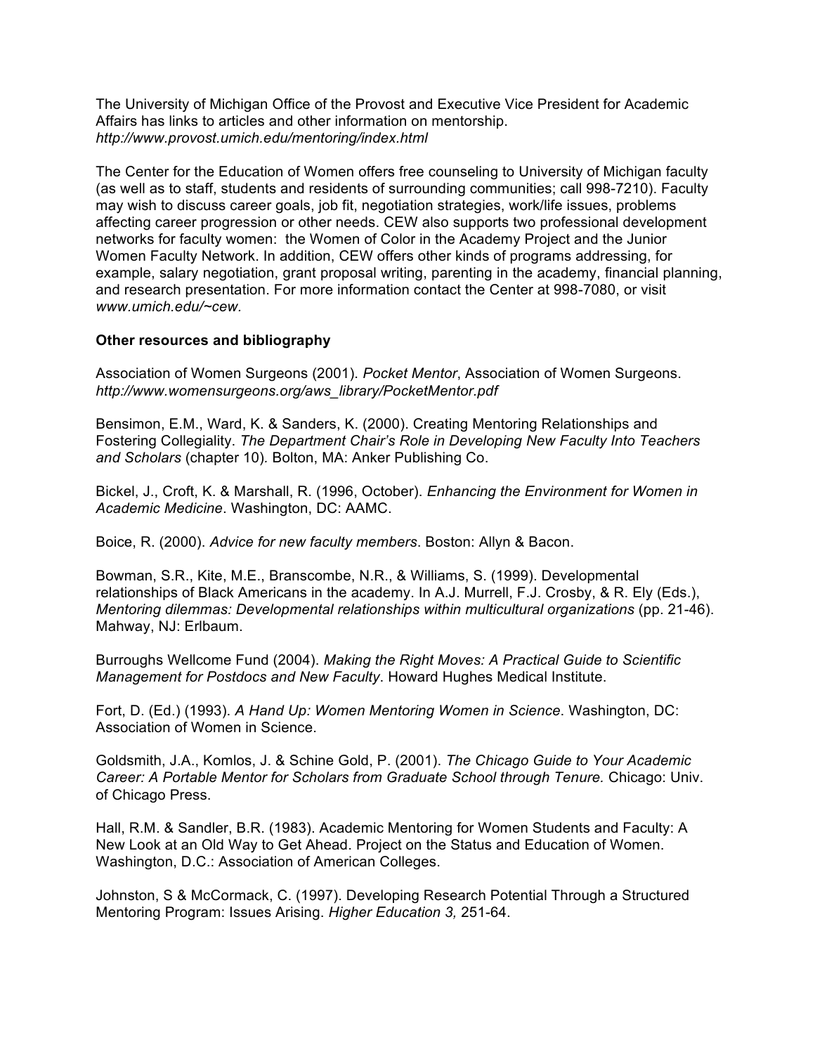The University of Michigan Office of the Provost and Executive Vice President for Academic Affairs has links to articles and other information on mentorship.
*http://www.provost.umich.edu/mentoring/index.html*

The Center for the Education of Women offers free counseling to University of Michigan faculty (as well as to staff, students and residents of surrounding communities; call 998-7210). Faculty may wish to discuss career goals, job fit, negotiation strategies, work/life issues, problems affecting career progression or other needs. CEW also supports two professional development networks for faculty women: the Women of Color in the Academy Project and the Junior Women Faculty Network. In addition, CEW offers other kinds of programs addressing, for example, salary negotiation, grant proposal writing, parenting in the academy, financial planning, and research presentation. For more information contact the Center at 998-7080, or visit *www.umich.edu/~cew*.

**Other resources and bibliography**

Association of Women Surgeons (2001). *Pocket Mentor*, Association of Women Surgeons. *http://www.womensurgeons.org/aws_library/PocketMentor.pdf*

Bensimon, E.M., Ward, K. & Sanders, K. (2000). Creating Mentoring Relationships and Fostering Collegiality. *The Department Chair's Role in Developing New Faculty Into Teachers and Scholars* (chapter 10). Bolton, MA: Anker Publishing Co.

Bickel, J., Croft, K. & Marshall, R. (1996, October). *Enhancing the Environment for Women in Academic Medicine*. Washington, DC: AAMC.

Boice, R. (2000). *Advice for new faculty members*. Boston: Allyn & Bacon.

Bowman, S.R., Kite, M.E., Branscombe, N.R., & Williams, S. (1999). Developmental relationships of Black Americans in the academy. In A.J. Murrell, F.J. Crosby, & R. Ely (Eds.), *Mentoring dilemmas: Developmental relationships within multicultural organizations* (pp. 21-46). Mahway, NJ: Erlbaum.

Burroughs Wellcome Fund (2004). *Making the Right Moves: A Practical Guide to Scientific Management for Postdocs and New Faculty*. Howard Hughes Medical Institute.

Fort, D. (Ed.) (1993). *A Hand Up: Women Mentoring Women in Science*. Washington, DC: Association of Women in Science.

Goldsmith, J.A., Komlos, J. & Schine Gold, P. (2001). *The Chicago Guide to Your Academic Career: A Portable Mentor for Scholars from Graduate School through Tenure.* Chicago: Univ. of Chicago Press.

Hall, R.M. & Sandler, B.R. (1983). Academic Mentoring for Women Students and Faculty: A New Look at an Old Way to Get Ahead. Project on the Status and Education of Women. Washington, D.C.: Association of American Colleges.

Johnston, S & McCormack, C. (1997). Developing Research Potential Through a Structured Mentoring Program: Issues Arising. *Higher Education 3,* 251-64.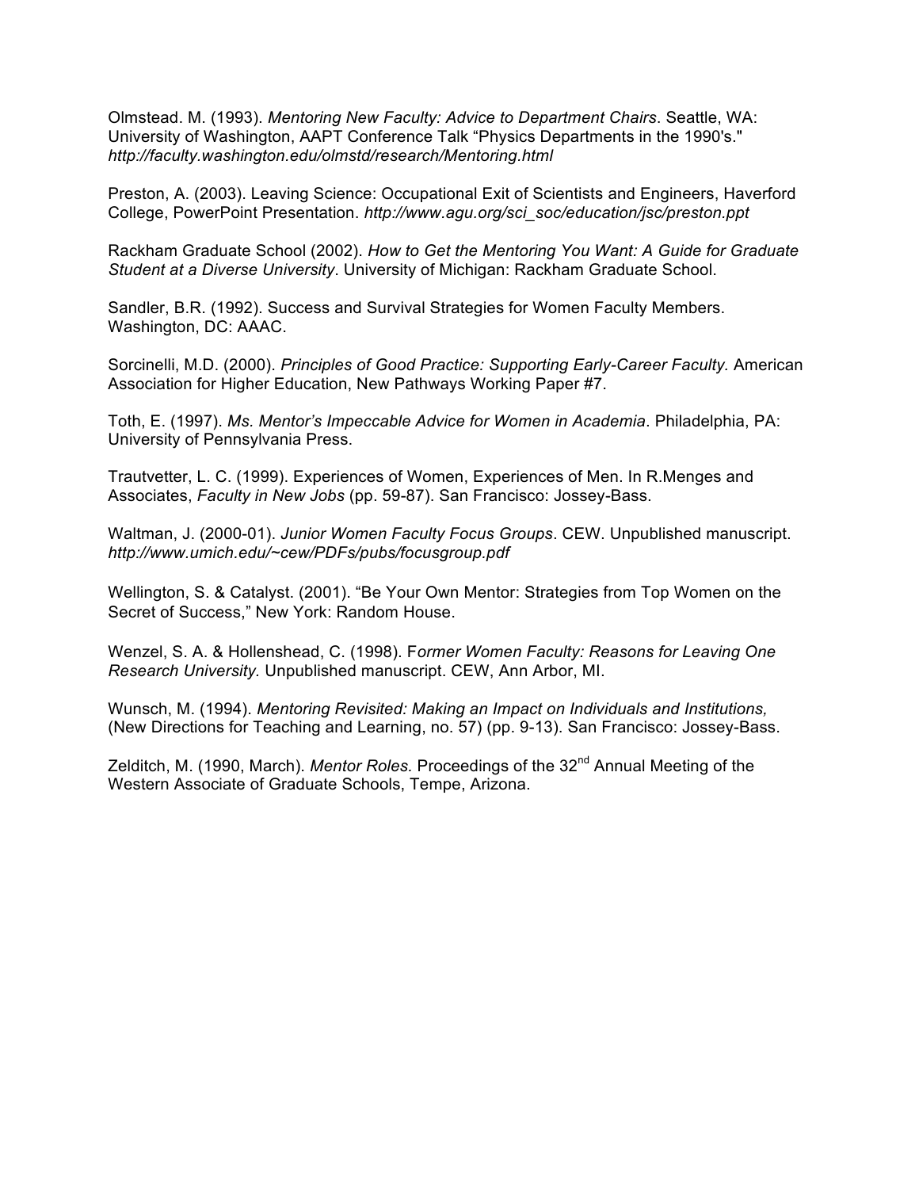Olmstead. M. (1993). *Mentoring New Faculty: Advice to Department Chairs*. Seattle, WA: University of Washington, AAPT Conference Talk "Physics Departments in the 1990's." *http://faculty.washington.edu/olmstd/research/Mentoring.html*

Preston, A. (2003). Leaving Science: Occupational Exit of Scientists and Engineers, Haverford College, PowerPoint Presentation. *http://www.agu.org/sci_soc/education/jsc/preston.ppt*

Rackham Graduate School (2002). *How to Get the Mentoring You Want: A Guide for Graduate Student at a Diverse University*. University of Michigan: Rackham Graduate School.

Sandler, B.R. (1992). Success and Survival Strategies for Women Faculty Members. Washington, DC: AAAC.

Sorcinelli, M.D. (2000). *Principles of Good Practice: Supporting Early-Career Faculty.* American Association for Higher Education, New Pathways Working Paper #7.

Toth, E. (1997). *Ms. Mentor's Impeccable Advice for Women in Academia*. Philadelphia, PA: University of Pennsylvania Press.

Trautvetter, L. C. (1999). Experiences of Women, Experiences of Men. In R.Menges and Associates, *Faculty in New Jobs* (pp. 59-87). San Francisco: Jossey-Bass.

Waltman, J. (2000-01). *Junior Women Faculty Focus Groups*. CEW. Unpublished manuscript. *http://www.umich.edu/~cew/PDFs/pubs/focusgroup.pdf*

Wellington, S. & Catalyst. (2001). "Be Your Own Mentor: Strategies from Top Women on the Secret of Success," New York: Random House.

Wenzel, S. A. & Hollenshead, C. (1998). F*ormer Women Faculty: Reasons for Leaving One Research University.* Unpublished manuscript. CEW, Ann Arbor, MI.

Wunsch, M. (1994). *Mentoring Revisited: Making an Impact on Individuals and Institutions,* (New Directions for Teaching and Learning, no. 57) (pp. 9-13). San Francisco: Jossey-Bass.

Zelditch, M. (1990, March). *Mentor Roles.* Proceedings of the 32nd Annual Meeting of the Western Associate of Graduate Schools, Tempe, Arizona.